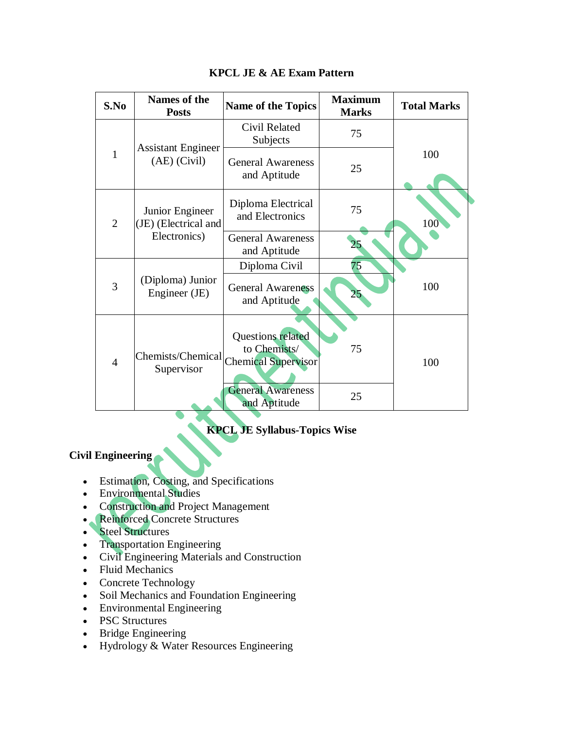## KPCL JE & AE Exam Pattern

| S.No | Names of the Posts | Name of the Topics | Maximum Marks | Total Marks |
|---|---|---|---|---|
| 1 | Assistant Engineer (AE) (Civil) | Civil Related Subjects | 75 | 100 |
| | | General Awareness and Aptitude | 25 | |
| 2 | Junior Engineer (JE) (Electrical and Electronics) | Diploma Electrical and Electronics | 75 | 100 |
| | | General Awareness and Aptitude | 25 | |
| 3 | (Diploma) Junior Engineer (JE) | Diploma Civil | 75 | 100 |
| | | General Awareness and Aptitude | 25 | |
| 4 | Chemists/Chemical Supervisor | Questions related to Chemists/ Chemical Supervisor | 75 | 100 |
| | | General Awareness and Aptitude | 25 | |

## KPCL JE Syllabus-Topics Wise

### Civil Engineering

- Estimation, Costing, and Specifications
- Environmental Studies
- Construction and Project Management
- Reinforced Concrete Structures
- Steel Structures
- Transportation Engineering
- Civil Engineering Materials and Construction
- Fluid Mechanics
- Concrete Technology
- Soil Mechanics and Foundation Engineering
- Environmental Engineering
- PSC Structures
- Bridge Engineering
- Hydrology & Water Resources Engineering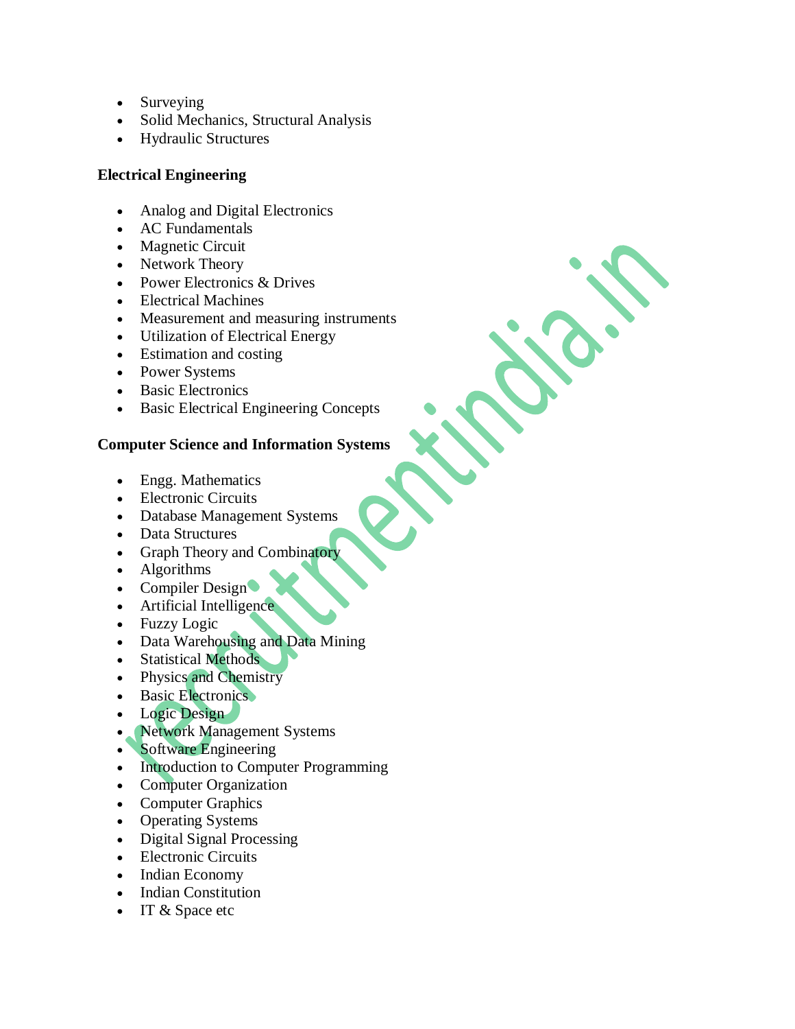- Surveying
- Solid Mechanics, Structural Analysis
- Hydraulic Structures

**Electrical Engineering**

- Analog and Digital Electronics
- AC Fundamentals
- Magnetic Circuit
- Network Theory
- Power Electronics & Drives
- Electrical Machines
- Measurement and measuring instruments
- Utilization of Electrical Energy
- Estimation and costing
- Power Systems
- Basic Electronics
- Basic Electrical Engineering Concepts

**Computer Science and Information Systems**

- Engg. Mathematics
- Electronic Circuits
- Database Management Systems
- Data Structures
- Graph Theory and Combinatory
- Algorithms
- Compiler Design
- Artificial Intelligence
- Fuzzy Logic
- Data Warehousing and Data Mining
- Statistical Methods
- Physics and Chemistry
- Basic Electronics
- Logic Design
- Network Management Systems
- Software Engineering
- Introduction to Computer Programming
- Computer Organization
- Computer Graphics
- Operating Systems
- Digital Signal Processing
- Electronic Circuits
- Indian Economy
- Indian Constitution
- IT & Space etc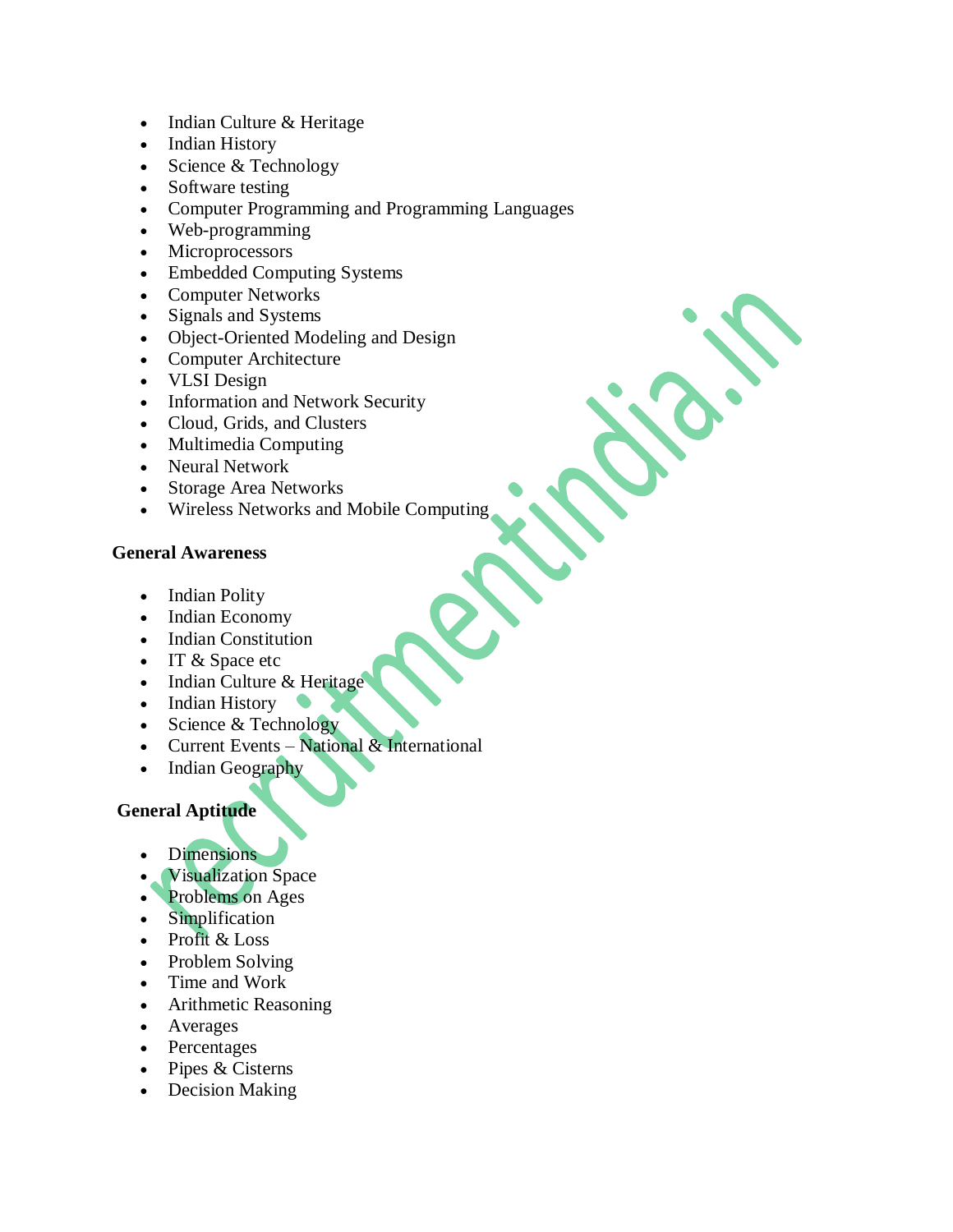- Indian Culture & Heritage
- Indian History
- Science & Technology
- Software testing
- Computer Programming and Programming Languages
- Web-programming
- Microprocessors
- Embedded Computing Systems
- Computer Networks
- Signals and Systems
- Object-Oriented Modeling and Design
- Computer Architecture
- VLSI Design
- Information and Network Security
- Cloud, Grids, and Clusters
- Multimedia Computing
- Neural Network
- Storage Area Networks
- Wireless Networks and Mobile Computing

**General Awareness**

- Indian Polity
- Indian Economy
- Indian Constitution
- IT & Space etc
- Indian Culture & Heritage
- Indian History
- Science & Technology
- Current Events – National & International
- Indian Geography

**General Aptitude**

- Dimensions
- Visualization Space
- Problems on Ages
- Simplification
- Profit & Loss
- Problem Solving
- Time and Work
- Arithmetic Reasoning
- Averages
- Percentages
- Pipes & Cisterns
- Decision Making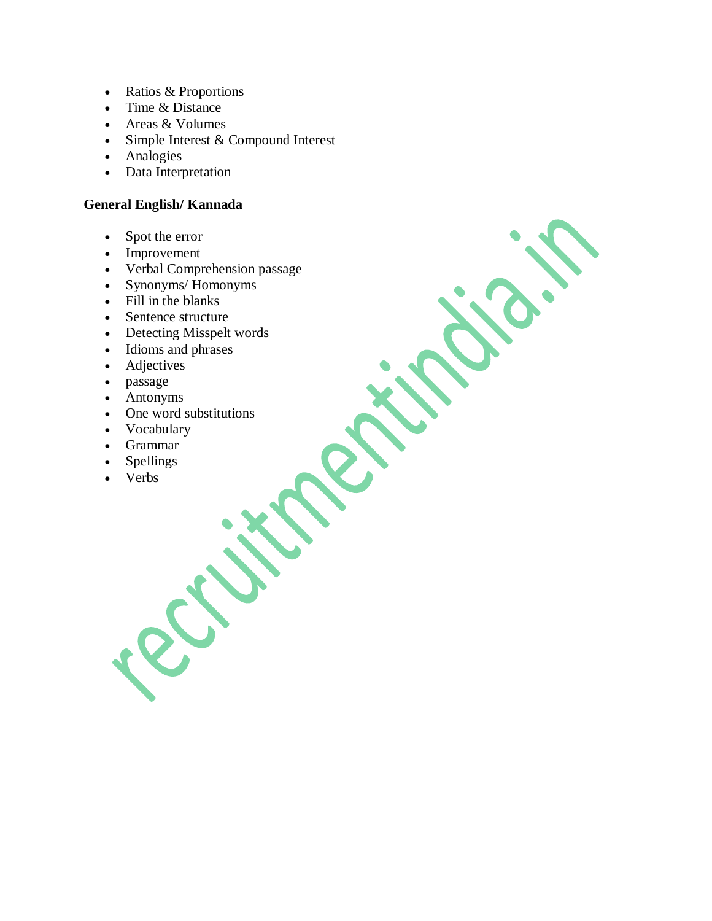- Ratios & Proportions
- Time & Distance
- Areas & Volumes
- Simple Interest & Compound Interest
- Analogies
- Data Interpretation

**General English/ Kannada**

- Spot the error
- Improvement
- Verbal Comprehension passage
- Synonyms/ Homonyms
- Fill in the blanks
- Sentence structure
- Detecting Misspelt words
- Idioms and phrases
- Adjectives
- passage
- Antonyms
- One word substitutions
- Vocabulary
- Grammar
- Spellings
- Verbs